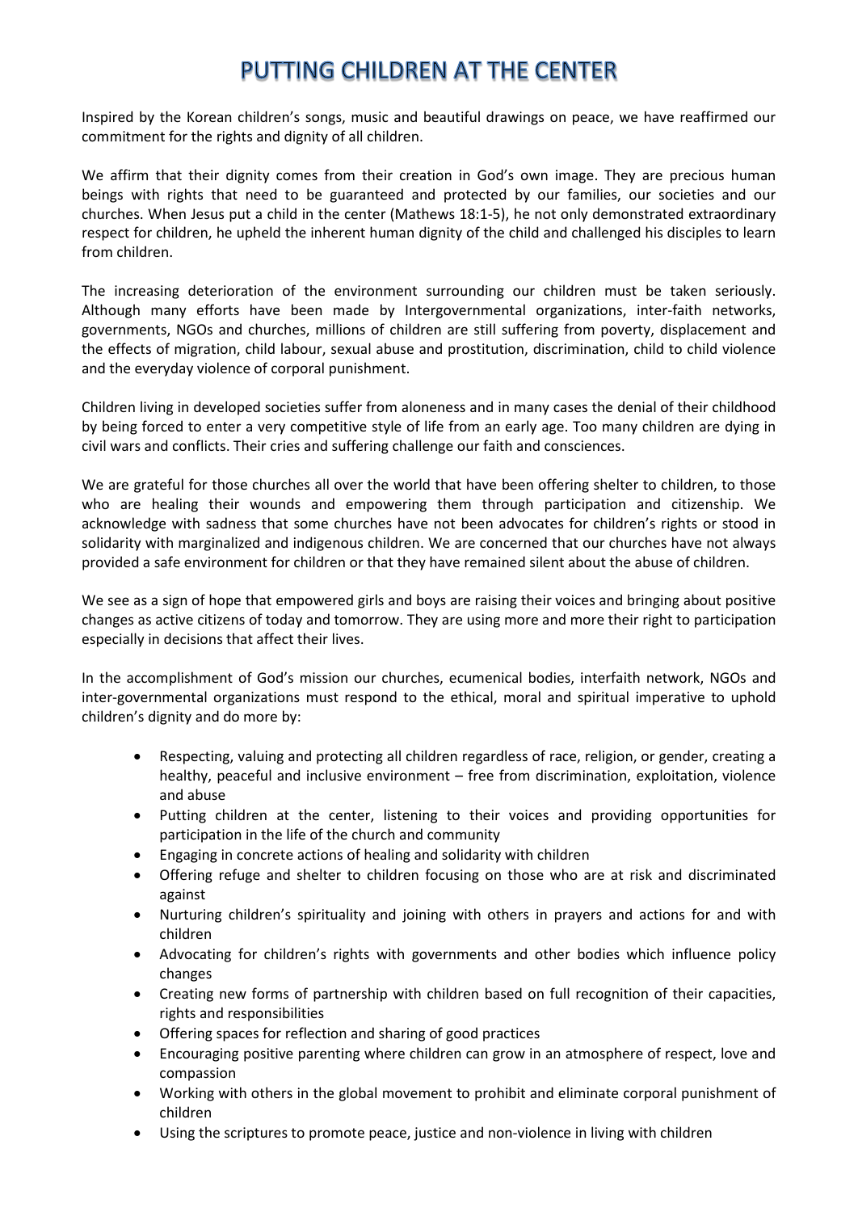# PUTTING CHILDREN AT THE CENTER

Inspired by the Korean children's songs, music and beautiful drawings on peace, we have reaffirmed our commitment for the rights and dignity of all children.

We affirm that their dignity comes from their creation in God's own image. They are precious human beings with rights that need to be guaranteed and protected by our families, our societies and our churches. When Jesus put a child in the center (Mathews 18:1-5), he not only demonstrated extraordinary respect for children, he upheld the inherent human dignity of the child and challenged his disciples to learn from children.

The increasing deterioration of the environment surrounding our children must be taken seriously. Although many efforts have been made by Intergovernmental organizations, inter-faith networks, governments, NGOs and churches, millions of children are still suffering from poverty, displacement and the effects of migration, child labour, sexual abuse and prostitution, discrimination, child to child violence and the everyday violence of corporal punishment.

Children living in developed societies suffer from aloneness and in many cases the denial of their childhood by being forced to enter a very competitive style of life from an early age. Too many children are dying in civil wars and conflicts. Their cries and suffering challenge our faith and consciences.

We are grateful for those churches all over the world that have been offering shelter to children, to those who are healing their wounds and empowering them through participation and citizenship. We acknowledge with sadness that some churches have not been advocates for children's rights or stood in solidarity with marginalized and indigenous children. We are concerned that our churches have not always provided a safe environment for children or that they have remained silent about the abuse of children.

We see as a sign of hope that empowered girls and boys are raising their voices and bringing about positive changes as active citizens of today and tomorrow. They are using more and more their right to participation especially in decisions that affect their lives.

In the accomplishment of God's mission our churches, ecumenical bodies, interfaith network, NGOs and inter-governmental organizations must respond to the ethical, moral and spiritual imperative to uphold children's dignity and do more by:

- Respecting, valuing and protecting all children regardless of race, religion, or gender, creating a healthy, peaceful and inclusive environment – free from discrimination, exploitation, violence and abuse
- Putting children at the center, listening to their voices and providing opportunities for participation in the life of the church and community
- Engaging in concrete actions of healing and solidarity with children
- Offering refuge and shelter to children focusing on those who are at risk and discriminated against
- Nurturing children's spirituality and joining with others in prayers and actions for and with children
- Advocating for children's rights with governments and other bodies which influence policy changes
- Creating new forms of partnership with children based on full recognition of their capacities, rights and responsibilities
- Offering spaces for reflection and sharing of good practices
- Encouraging positive parenting where children can grow in an atmosphere of respect, love and compassion
- Working with others in the global movement to prohibit and eliminate corporal punishment of children
- Using the scriptures to promote peace, justice and non-violence in living with children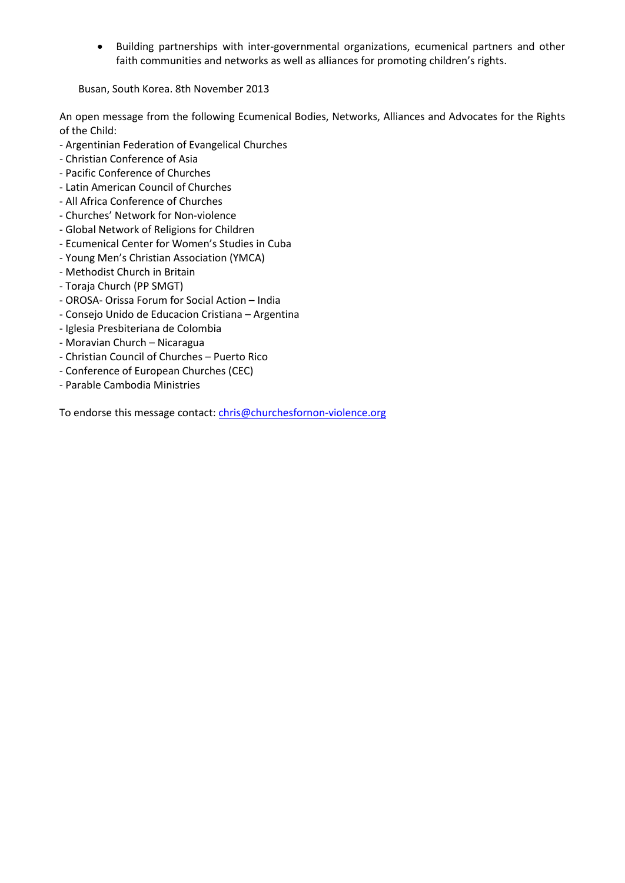- Building partnerships with inter-governmental organizations, ecumenical partners and other faith communities and networks as well as alliances for promoting children's rights.

Busan, South Korea. 8th November 2013

An open message from the following Ecumenical Bodies, Networks, Alliances and Advocates for the Rights of the Child:

- Argentinian Federation of Evangelical Churches
- Christian Conference of Asia
- Pacific Conference of Churches
- Latin American Council of Churches
- All Africa Conference of Churches
- Churches' Network for Non-violence
- Global Network of Religions for Children
- Ecumenical Center for Women's Studies in Cuba
- Young Men's Christian Association (YMCA)
- Methodist Church in Britain
- Toraja Church (PP SMGT)
- OROSA- Orissa Forum for Social Action – India
- Consejo Unido de Educacion Cristiana – Argentina
- Iglesia Presbiteriana de Colombia
- Moravian Church – Nicaragua
- Christian Council of Churches – Puerto Rico
- Conference of European Churches (CEC)
- Parable Cambodia Ministries

To endorse this message contact: chris@churchesfornon-violence.org